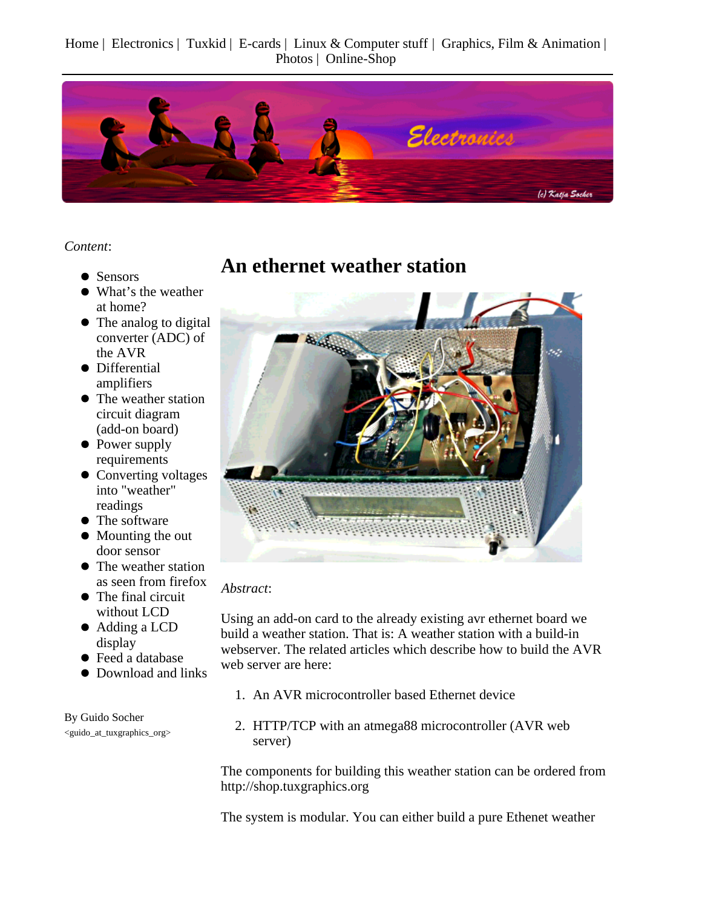Home | Electronics | Tuxkid | E-cards | Linux & Computer stuff | Graphics, Film & Animation | Photos | Online-Shop

*Content*:

- Sensors
- What's the weather at home?
- The analog to digital converter (ADC) of the AVR
- Differential amplifiers
- The weather station circuit diagram (add-on board)
- Power supply requirements
- Converting voltages into "weather" readings
- The software
- Mounting the out door sensor
- The weather station as seen from firefox
- The final circuit without LCD
- Adding a LCD display
- Feed a database
- Download and links

By Guido Socher
<guido_at_tuxgraphics_org>

# An ethernet weather station

*Abstract*:

Using an add-on card to the already existing avr ethernet board we build a weather station. That is: A weather station with a build-in webserver. The related articles which describe how to build the AVR web server are here:

1. An AVR microcontroller based Ethernet device
2. HTTP/TCP with an atmega88 microcontroller (AVR web server)

The components for building this weather station can be ordered from http://shop.tuxgraphics.org

The system is modular. You can either build a pure Ethenet weather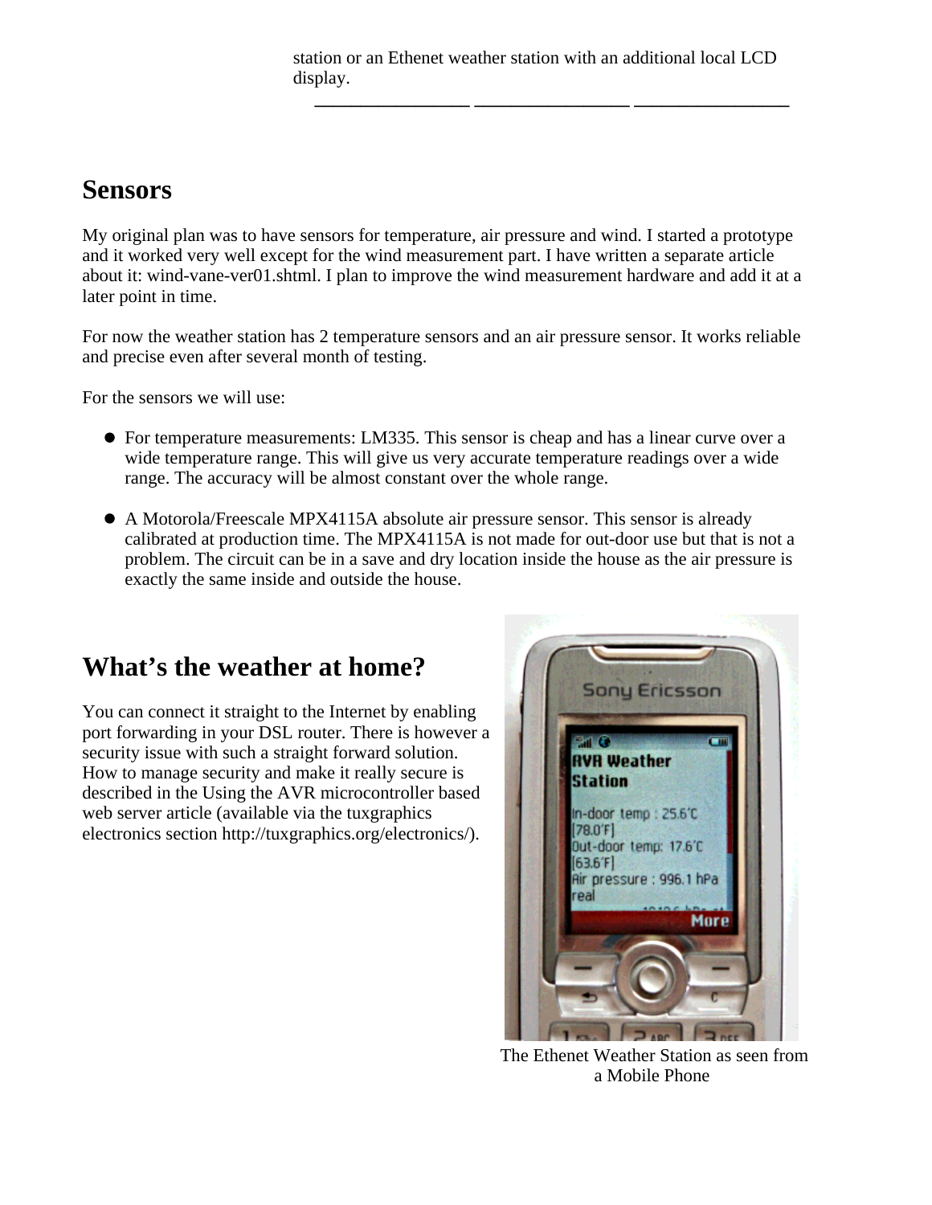station or an Ethenet weather station with an additional local LCD display.

---

## Sensors

My original plan was to have sensors for temperature, air pressure and wind. I started a prototype and it worked very well except for the wind measurement part. I have written a separate article about it: wind-vane-ver01.shtml. I plan to improve the wind measurement hardware and add it at a later point in time.

For now the weather station has 2 temperature sensors and an air pressure sensor. It works reliable and precise even after several month of testing.

For the sensors we will use:

- For temperature measurements: LM335. This sensor is cheap and has a linear curve over a wide temperature range. This will give us very accurate temperature readings over a wide range. The accuracy will be almost constant over the whole range.
- A Motorola/Freescale MPX4115A absolute air pressure sensor. This sensor is already calibrated at production time. The MPX4115A is not made for out-door use but that is not a problem. The circuit can be in a save and dry location inside the house as the air pressure is exactly the same inside and outside the house.

## What's the weather at home?

You can connect it straight to the Internet by enabling port forwarding in your DSL router. There is however a security issue with such a straight forward solution. How to manage security and make it really secure is described in the Using the AVR microcontroller based web server article (available via the tuxgraphics electronics section http://tuxgraphics.org/electronics/).

The Ethenet Weather Station as seen from a Mobile Phone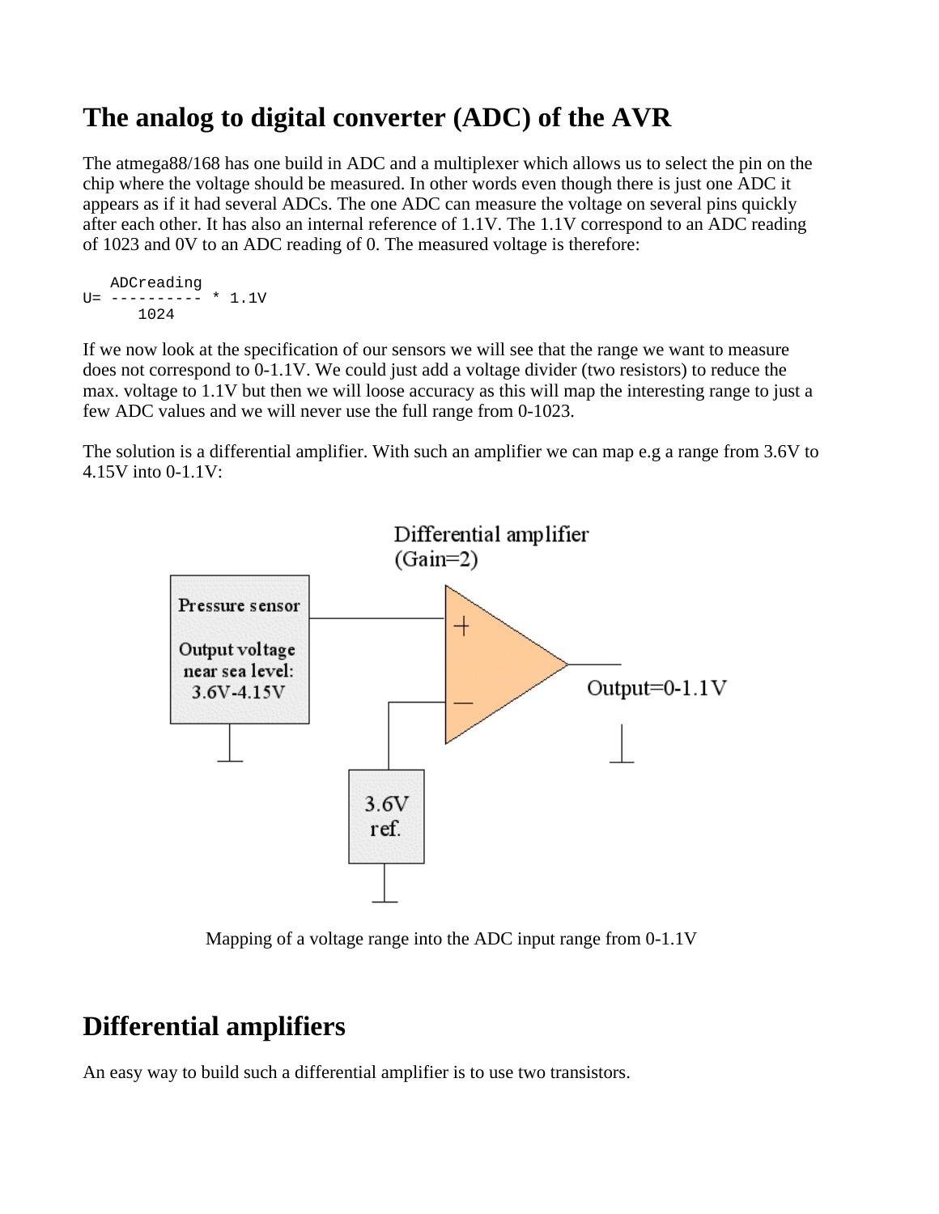## The analog to digital converter (ADC) of the AVR

The atmega88/168 has one build in ADC and a multiplexer which allows us to select the pin on the chip where the voltage should be measured. In other words even though there is just one ADC it appears as if it had several ADCs. The one ADC can measure the voltage on several pins quickly after each other. It has also an internal reference of 1.1V. The 1.1V correspond to an ADC reading of 1023 and 0V to an ADC reading of 0. The measured voltage is therefore:

```
   ADCreading
U= ---------- * 1.1V
      1024
```

If we now look at the specification of our sensors we will see that the range we want to measure does not correspond to 0-1.1V. We could just add a voltage divider (two resistors) to reduce the max. voltage to 1.1V but then we will loose accuracy as this will map the interesting range to just a few ADC values and we will never use the full range from 0-1023.

The solution is a differential amplifier. With such an amplifier we can map e.g a range from 3.6V to 4.15V into 0-1.1V:

Differential amplifier (Gain=2)

Pressure sensor

Output voltage near sea level: 3.6V-4.15V

3.6V ref.

Output=0-1.1V

Mapping of a voltage range into the ADC input range from 0-1.1V

## Differential amplifiers

An easy way to build such a differential amplifier is to use two transistors.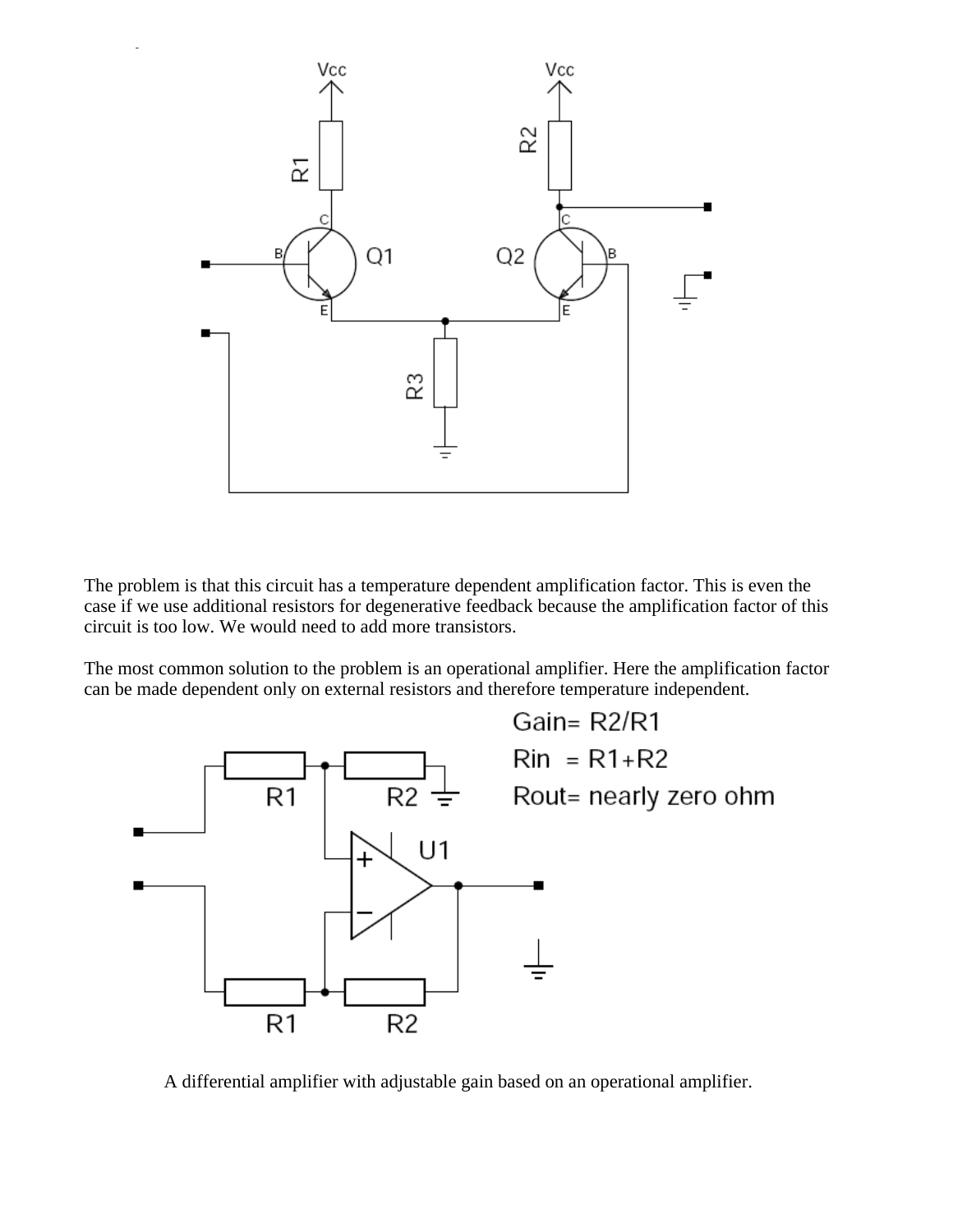The problem is that this circuit has a temperature dependent amplification factor. This is even the case if we use additional resistors for degenerative feedback because the amplification factor of this circuit is too low. We would need to add more transistors.

The most common solution to the problem is an operational amplifier. Here the amplification factor can be made dependent only on external resistors and therefore temperature independent.

Gain= R2/R1
Rin = R1+R2
Rout= nearly zero ohm

A differential amplifier with adjustable gain based on an operational amplifier.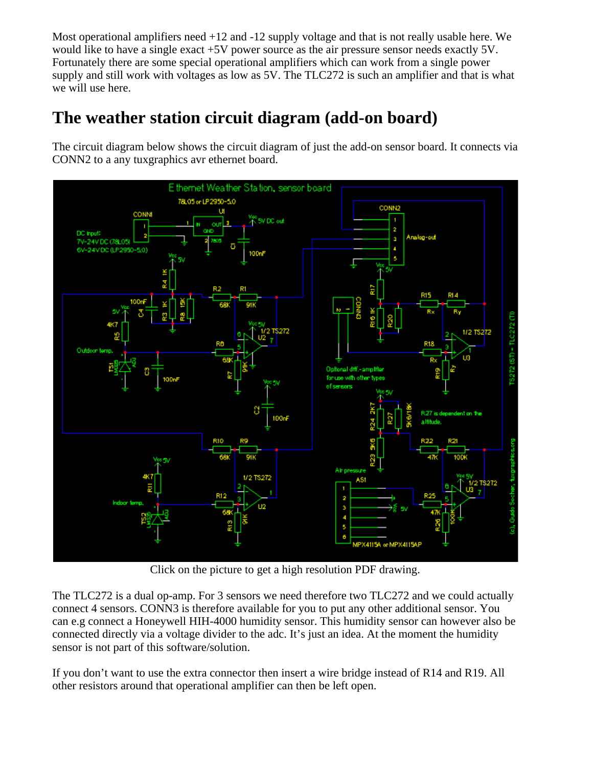Most operational amplifiers need +12 and -12 supply voltage and that is not really usable here. We would like to have a single exact +5V power source as the air pressure sensor needs exactly 5V. Fortunately there are some special operational amplifiers which can work from a single power supply and still work with voltages as low as 5V. The TLC272 is such an amplifier and that is what we will use here.

## The weather station circuit diagram (add-on board)

The circuit diagram below shows the circuit diagram of just the add-on sensor board. It connects via CONN2 to a any tuxgraphics avr ethernet board.

Click on the picture to get a high resolution PDF drawing.

The TLC272 is a dual op-amp. For 3 sensors we need therefore two TLC272 and we could actually connect 4 sensors. CONN3 is therefore available for you to put any other additional sensor. You can e.g connect a Honeywell HIH-4000 humidity sensor. This humidity sensor can however also be connected directly via a voltage divider to the adc. It's just an idea. At the moment the humidity sensor is not part of this software/solution.

If you don't want to use the extra connector then insert a wire bridge instead of R14 and R19. All other resistors around that operational amplifier can then be left open.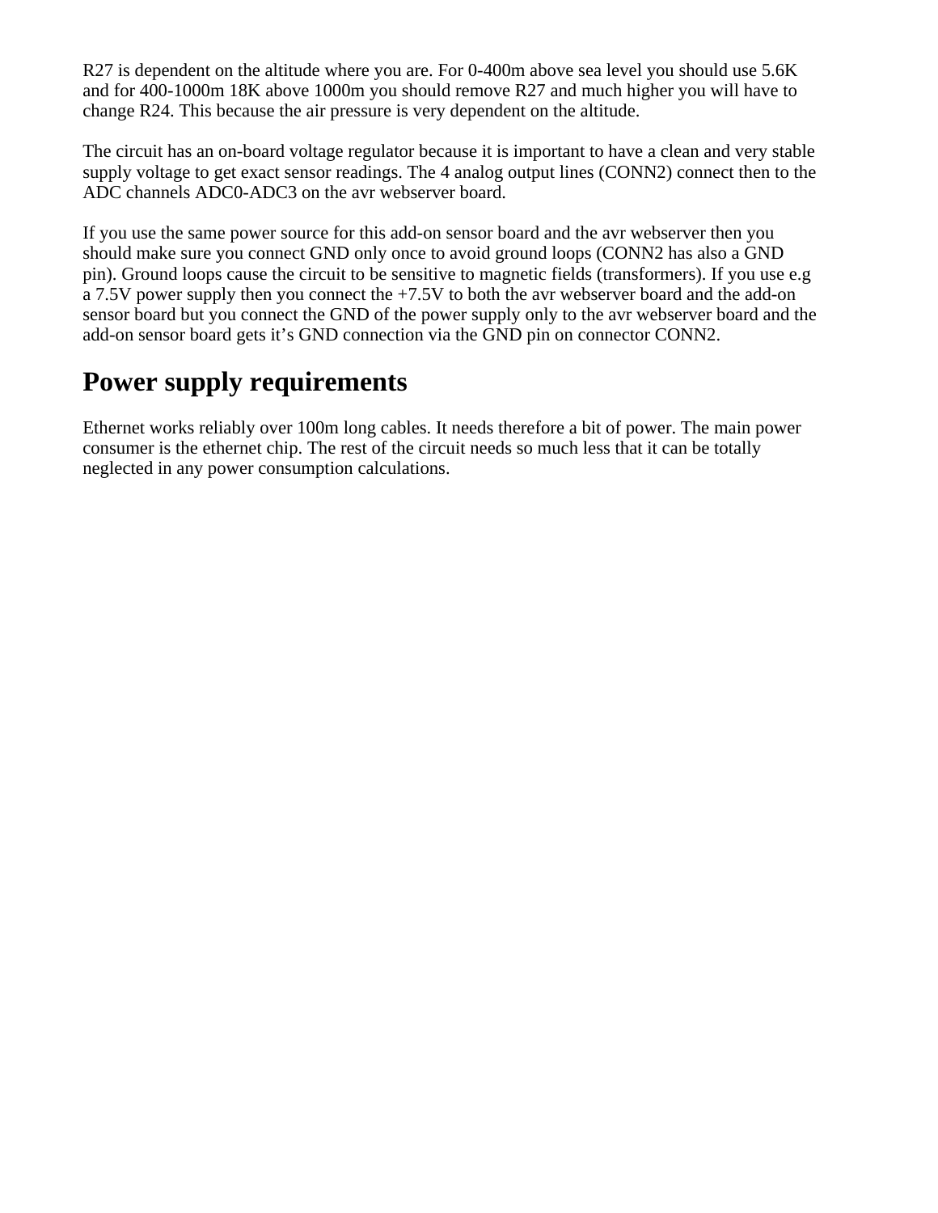R27 is dependent on the altitude where you are. For 0-400m above sea level you should use 5.6K and for 400-1000m 18K above 1000m you should remove R27 and much higher you will have to change R24. This because the air pressure is very dependent on the altitude.

The circuit has an on-board voltage regulator because it is important to have a clean and very stable supply voltage to get exact sensor readings. The 4 analog output lines (CONN2) connect then to the ADC channels ADC0-ADC3 on the avr webserver board.

If you use the same power source for this add-on sensor board and the avr webserver then you should make sure you connect GND only once to avoid ground loops (CONN2 has also a GND pin). Ground loops cause the circuit to be sensitive to magnetic fields (transformers). If you use e.g a 7.5V power supply then you connect the +7.5V to both the avr webserver board and the add-on sensor board but you connect the GND of the power supply only to the avr webserver board and the add-on sensor board gets it’s GND connection via the GND pin on connector CONN2.

## Power supply requirements

Ethernet works reliably over 100m long cables. It needs therefore a bit of power. The main power consumer is the ethernet chip. The rest of the circuit needs so much less that it can be totally neglected in any power consumption calculations.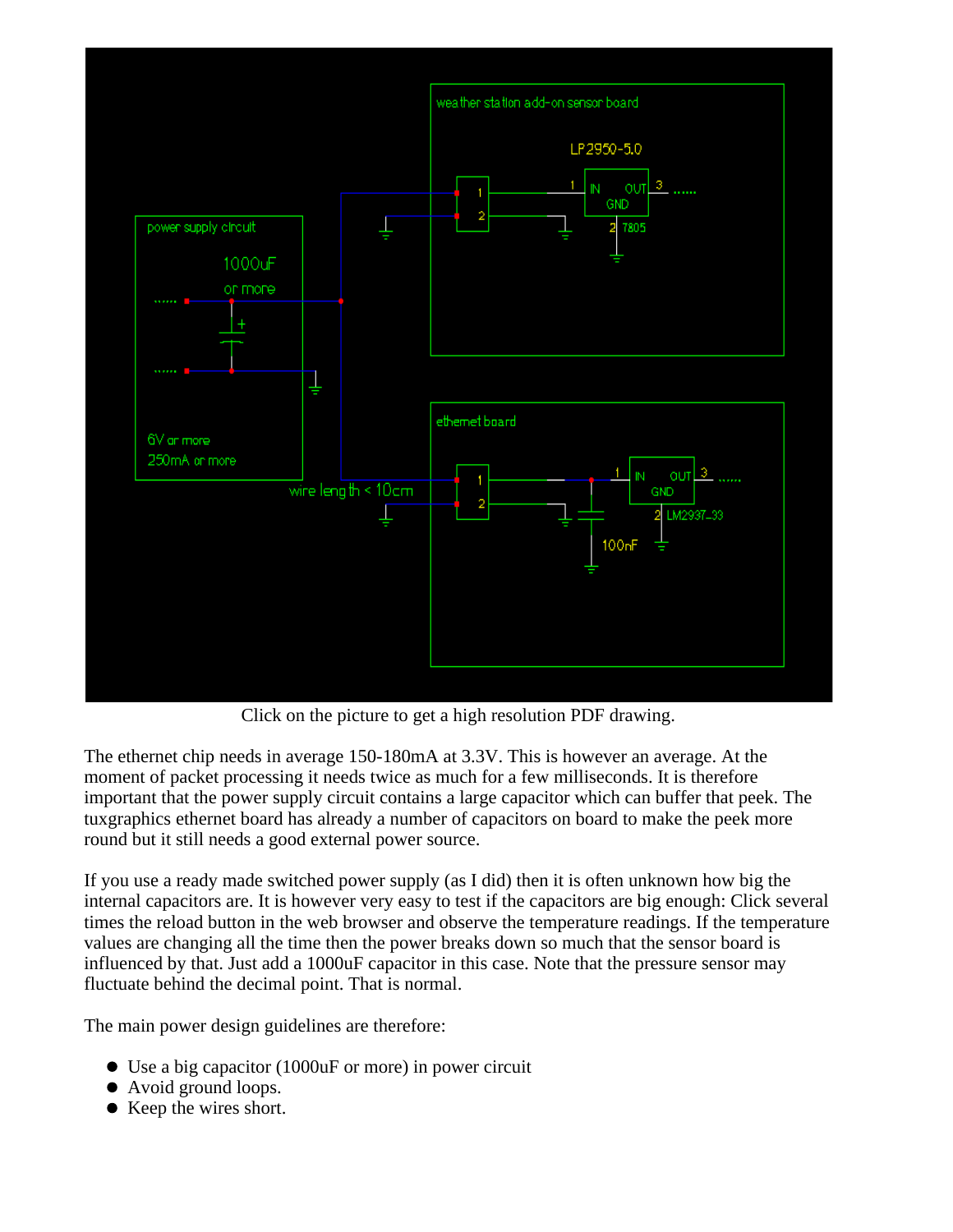Click on the picture to get a high resolution PDF drawing.

The ethernet chip needs in average 150-180mA at 3.3V. This is however an average. At the moment of packet processing it needs twice as much for a few milliseconds. It is therefore important that the power supply circuit contains a large capacitor which can buffer that peek. The tuxgraphics ethernet board has already a number of capacitors on board to make the peek more round but it still needs a good external power source.

If you use a ready made switched power supply (as I did) then it is often unknown how big the internal capacitors are. It is however very easy to test if the capacitors are big enough: Click several times the reload button in the web browser and observe the temperature readings. If the temperature values are changing all the time then the power breaks down so much that the sensor board is influenced by that. Just add a 1000uF capacitor in this case. Note that the pressure sensor may fluctuate behind the decimal point. That is normal.

The main power design guidelines are therefore:

- Use a big capacitor (1000uF or more) in power circuit
- Avoid ground loops.
- Keep the wires short.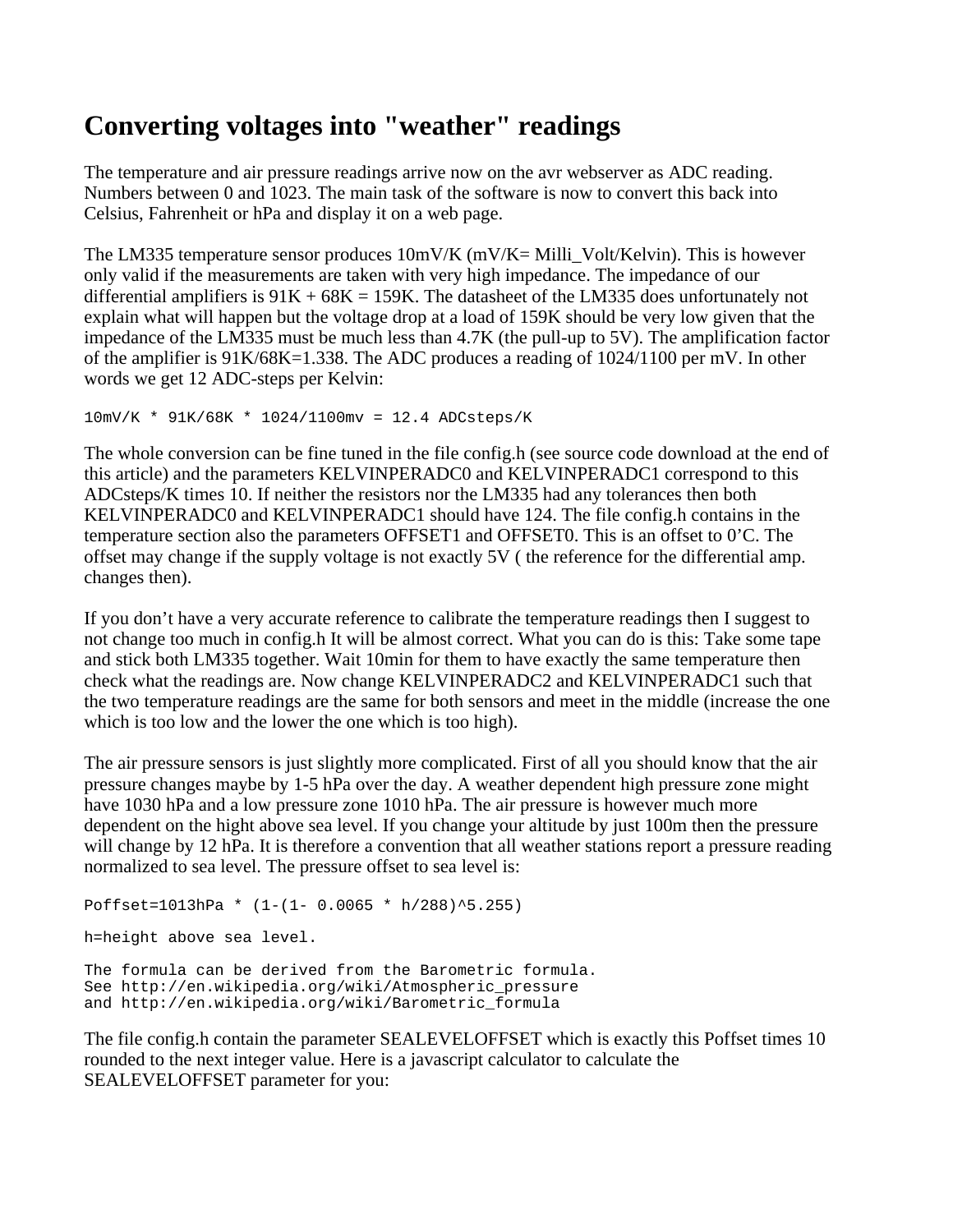# Converting voltages into "weather" readings

The temperature and air pressure readings arrive now on the avr webserver as ADC reading. Numbers between 0 and 1023. The main task of the software is now to convert this back into Celsius, Fahrenheit or hPa and display it on a web page.

The LM335 temperature sensor produces 10mV/K (mV/K= Milli_Volt/Kelvin). This is however only valid if the measurements are taken with very high impedance. The impedance of our differential amplifiers is 91K + 68K = 159K. The datasheet of the LM335 does unfortunately not explain what will happen but the voltage drop at a load of 159K should be very low given that the impedance of the LM335 must be much less than 4.7K (the pull-up to 5V). The amplification factor of the amplifier is 91K/68K=1.338. The ADC produces a reading of 1024/1100 per mV. In other words we get 12 ADC-steps per Kelvin:

```
10mV/K * 91K/68K * 1024/1100mv = 12.4 ADCsteps/K
```

The whole conversion can be fine tuned in the file config.h (see source code download at the end of this article) and the parameters KELVINPERADC0 and KELVINPERADC1 correspond to this ADCsteps/K times 10. If neither the resistors nor the LM335 had any tolerances then both KELVINPERADC0 and KELVINPERADC1 should have 124. The file config.h contains in the temperature section also the parameters OFFSET1 and OFFSET0. This is an offset to 0'C. The offset may change if the supply voltage is not exactly 5V ( the reference for the differential amp. changes then).

If you don't have a very accurate reference to calibrate the temperature readings then I suggest to not change too much in config.h It will be almost correct. What you can do is this: Take some tape and stick both LM335 together. Wait 10min for them to have exactly the same temperature then check what the readings are. Now change KELVINPERADC2 and KELVINPERADC1 such that the two temperature readings are the same for both sensors and meet in the middle (increase the one which is too low and the lower the one which is too high).

The air pressure sensors is just slightly more complicated. First of all you should know that the air pressure changes maybe by 1-5 hPa over the day. A weather dependent high pressure zone might have 1030 hPa and a low pressure zone 1010 hPa. The air pressure is however much more dependent on the hight above sea level. If you change your altitude by just 100m then the pressure will change by 12 hPa. It is therefore a convention that all weather stations report a pressure reading normalized to sea level. The pressure offset to sea level is:

```
Poffset=1013hPa * (1-(1- 0.0065 * h/288)^5.255)

h=height above sea level.

The formula can be derived from the Barometric formula.
See http://en.wikipedia.org/wiki/Atmospheric_pressure
and http://en.wikipedia.org/wiki/Barometric_formula
```

The file config.h contain the parameter SEALEVELOFFSET which is exactly this Poffset times 10 rounded to the next integer value. Here is a javascript calculator to calculate the SEALEVELOFFSET parameter for you: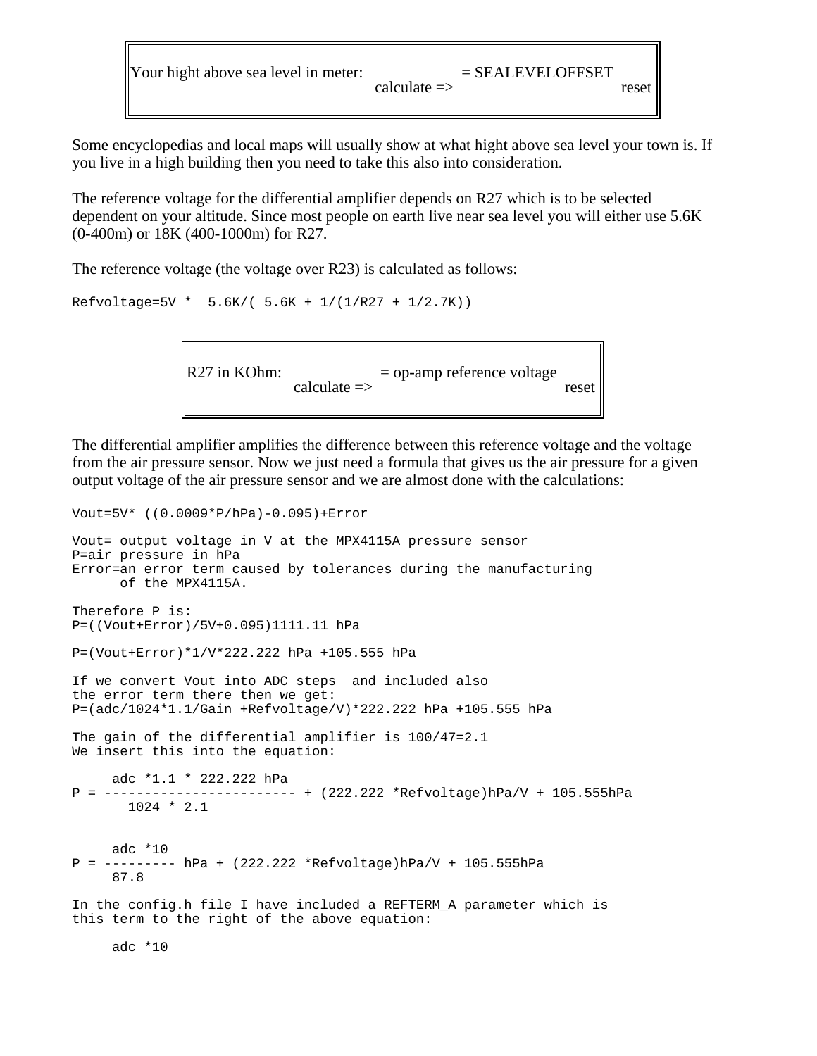| Your hight above sea level in meter: calculate => | = SEALEVELOFFSET | reset |
|---|---|---|

Some encyclopedias and local maps will usually show at what hight above sea level your town is. If you live in a high building then you need to take this also into consideration.

The reference voltage for the differential amplifier depends on R27 which is to be selected dependent on your altitude. Since most people on earth live near sea level you will either use 5.6K (0-400m) or 18K (400-1000m) for R27.

The reference voltage (the voltage over R23) is calculated as follows:

```
Refvoltage=5V *  5.6K/( 5.6K + 1/(1/R27 + 1/2.7K))
```

| R27 in KOhm: calculate => | = op-amp reference voltage | reset |
|---|---|---|

The differential amplifier amplifies the difference between this reference voltage and the voltage from the air pressure sensor. Now we just need a formula that gives us the air pressure for a given output voltage of the air pressure sensor and we are almost done with the calculations:

```
Vout=5V* ((0.0009*P/hPa)-0.095)+Error

Vout= output voltage in V at the MPX4115A pressure sensor
P=air pressure in hPa
Error=an error term caused by tolerances during the manufacturing
      of the MPX4115A.

Therefore P is:
P=((Vout+Error)/5V+0.095)1111.11 hPa

P=(Vout+Error)*1/V*222.222 hPa +105.555 hPa

If we convert Vout into ADC steps  and included also
the error term there then we get:
P=(adc/1024*1.1/Gain +Refvoltage/V)*222.222 hPa +105.555 hPa

The gain of the differential amplifier is 100/47=2.1
We insert this into the equation:

     adc *1.1 * 222.222 hPa
P = ----------------------- + (222.222 *Refvoltage)hPa/V + 105.555hPa
        1024 * 2.1


     adc *10
P = --------- hPa + (222.222 *Refvoltage)hPa/V + 105.555hPa
     87.8

In the config.h file I have included a REFTERM_A parameter which is
this term to the right of the above equation:

     adc *10
```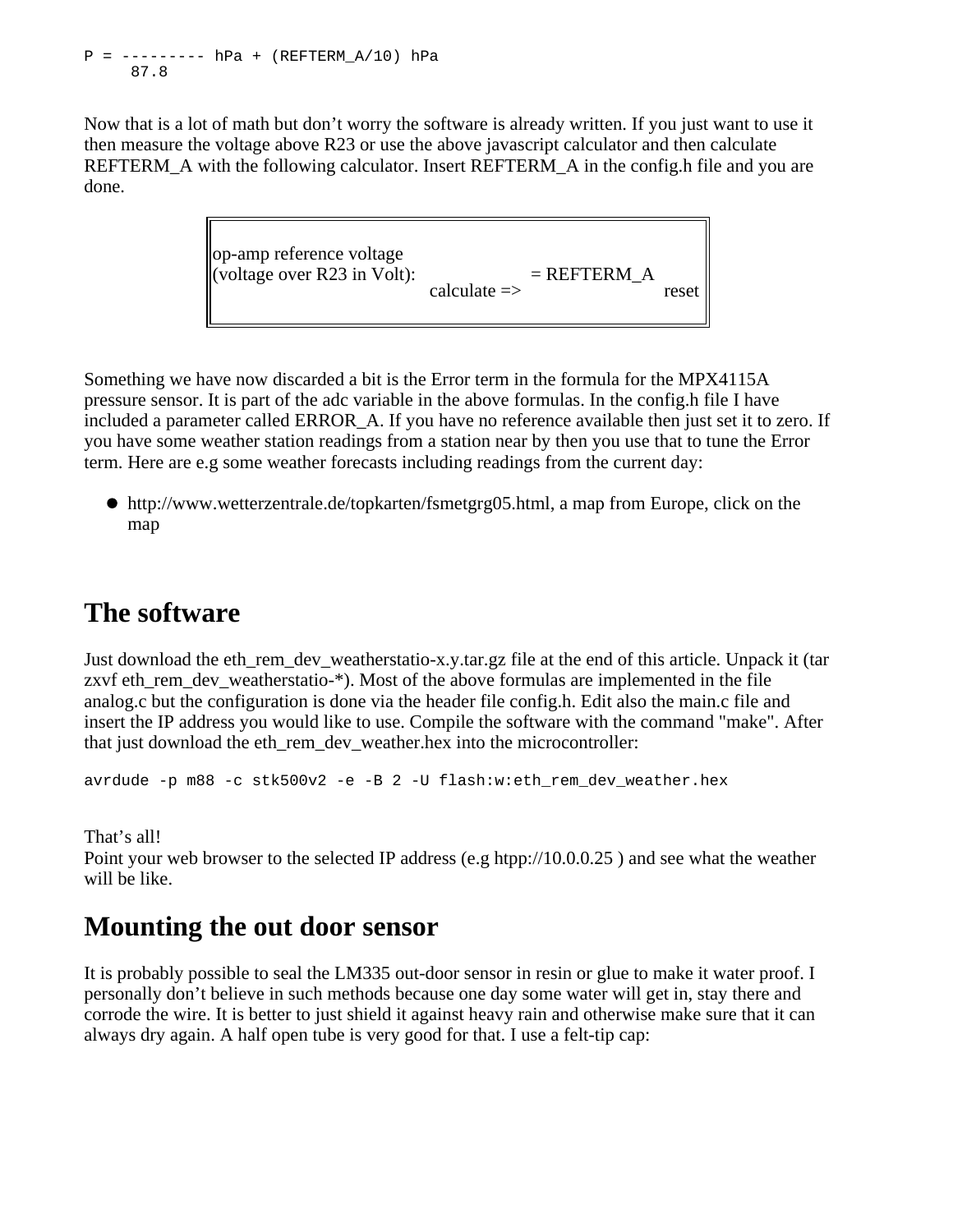```
P = --------- hPa + (REFTERM_A/10) hPa
     87.8
```

Now that is a lot of math but don't worry the software is already written. If you just want to use it then measure the voltage above R23 or use the above javascript calculator and then calculate REFTERM_A with the following calculator. Insert REFTERM_A in the config.h file and you are done.

| op-amp reference voltage (voltage over R23 in Volt): | calculate => | = REFTERM_A | reset |
| --- | --- | --- | --- |

Something we have now discarded a bit is the Error term in the formula for the MPX4115A pressure sensor. It is part of the adc variable in the above formulas. In the config.h file I have included a parameter called ERROR_A. If you have no reference available then just set it to zero. If you have some weather station readings from a station near by then you use that to tune the Error term. Here are e.g some weather forecasts including readings from the current day:

- http://www.wetterzentrale.de/topkarten/fsmetgrg05.html, a map from Europe, click on the map

## The software

Just download the eth_rem_dev_weatherstatio-x.y.tar.gz file at the end of this article. Unpack it (tar zxvf eth_rem_dev_weatherstatio-*). Most of the above formulas are implemented in the file analog.c but the configuration is done via the header file config.h. Edit also the main.c file and insert the IP address you would like to use. Compile the software with the command "make". After that just download the eth_rem_dev_weather.hex into the microcontroller:

```
avrdude -p m88 -c stk500v2 -e -B 2 -U flash:w:eth_rem_dev_weather.hex
```

That's all!
Point your web browser to the selected IP address (e.g htpp://10.0.0.25 ) and see what the weather will be like.

## Mounting the out door sensor

It is probably possible to seal the LM335 out-door sensor in resin or glue to make it water proof. I personally don't believe in such methods because one day some water will get in, stay there and corrode the wire. It is better to just shield it against heavy rain and otherwise make sure that it can always dry again. A half open tube is very good for that. I use a felt-tip cap: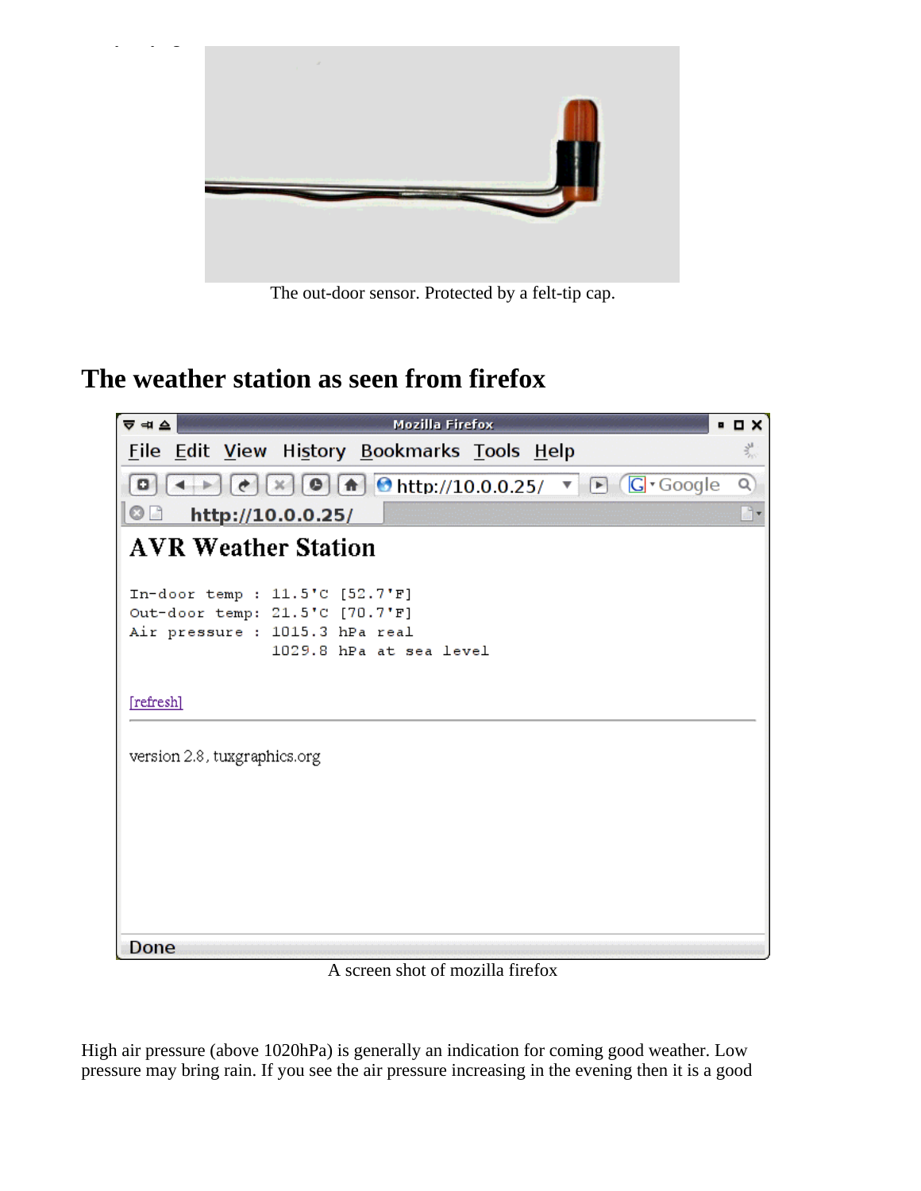The out-door sensor. Protected by a felt-tip cap.

## The weather station as seen from firefox

A screen shot of mozilla firefox

High air pressure (above 1020hPa) is generally an indication for coming good weather. Low pressure may bring rain. If you see the air pressure increasing in the evening then it is a good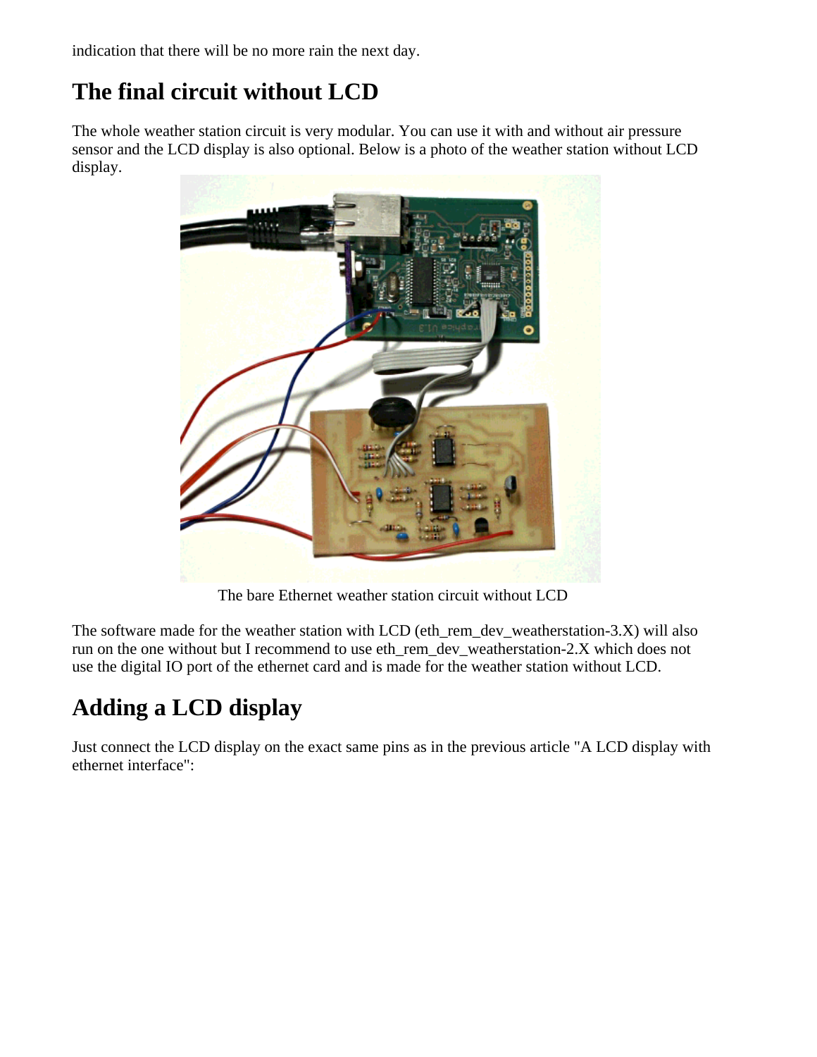indication that there will be no more rain the next day.

## The final circuit without LCD

The whole weather station circuit is very modular. You can use it with and without air pressure sensor and the LCD display is also optional. Below is a photo of the weather station without LCD display.

The bare Ethernet weather station circuit without LCD

The software made for the weather station with LCD (eth_rem_dev_weatherstation-3.X) will also run on the one without but I recommend to use eth_rem_dev_weatherstation-2.X which does not use the digital IO port of the ethernet card and is made for the weather station without LCD.

## Adding a LCD display

Just connect the LCD display on the exact same pins as in the previous article "A LCD display with ethernet interface":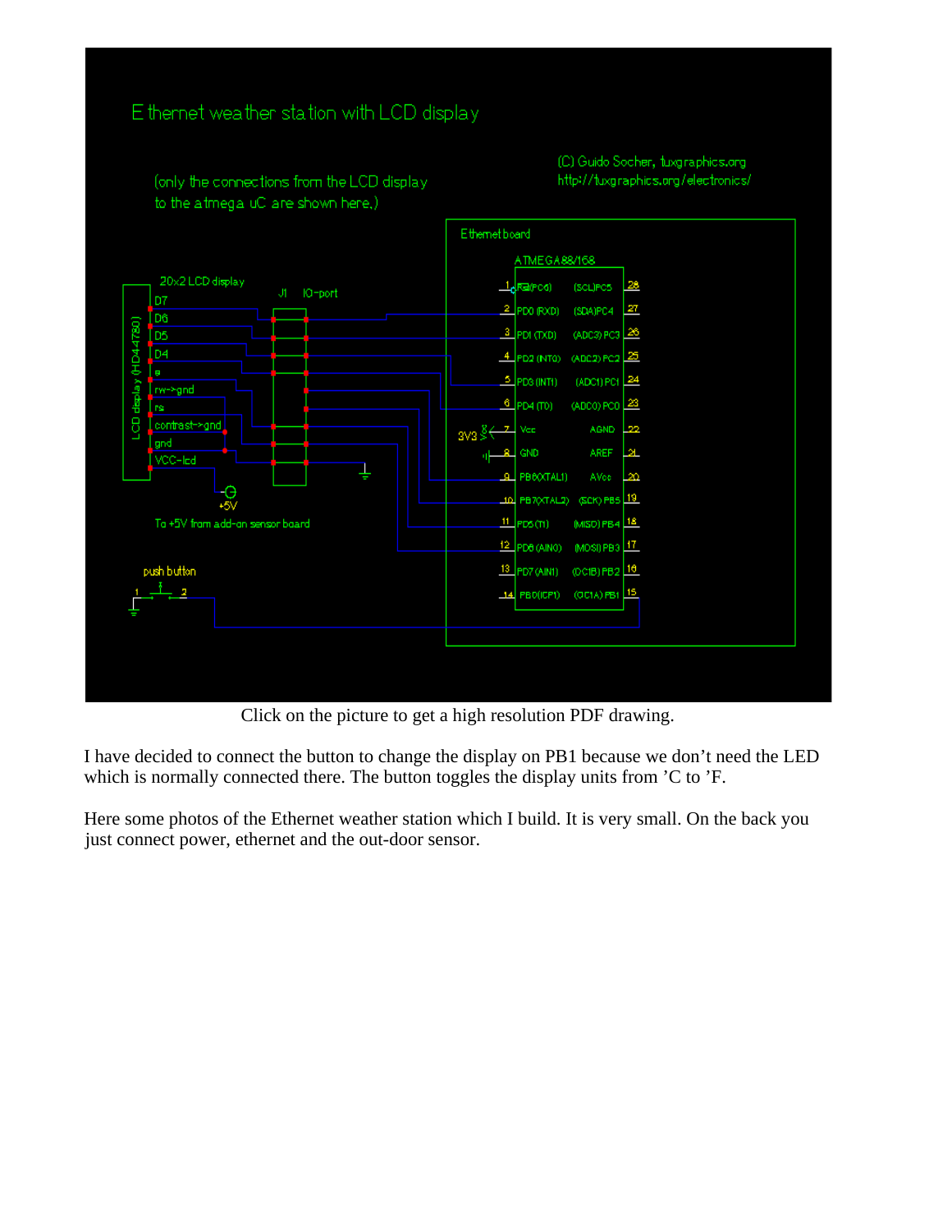Click on the picture to get a high resolution PDF drawing.

I have decided to connect the button to change the display on PB1 because we don't need the LED which is normally connected there. The button toggles the display units from 'C to 'F.

Here some photos of the Ethernet weather station which I build. It is very small. On the back you just connect power, ethernet and the out-door sensor.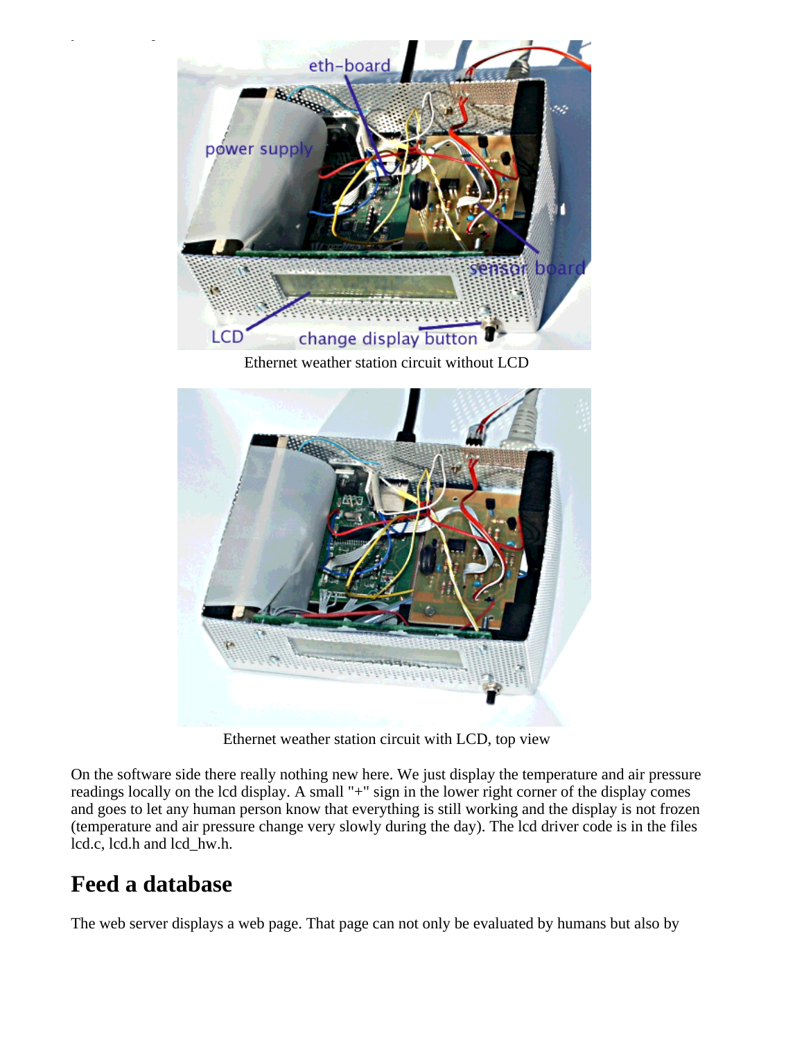Ethernet weather station circuit without LCD

Ethernet weather station circuit with LCD, top view

On the software side there really nothing new here. We just display the temperature and air pressure readings locally on the lcd display. A small "+" sign in the lower right corner of the display comes and goes to let any human person know that everything is still working and the display is not frozen (temperature and air pressure change very slowly during the day). The lcd driver code is in the files lcd.c, lcd.h and lcd_hw.h.

## Feed a database

The web server displays a web page. That page can not only be evaluated by humans but also by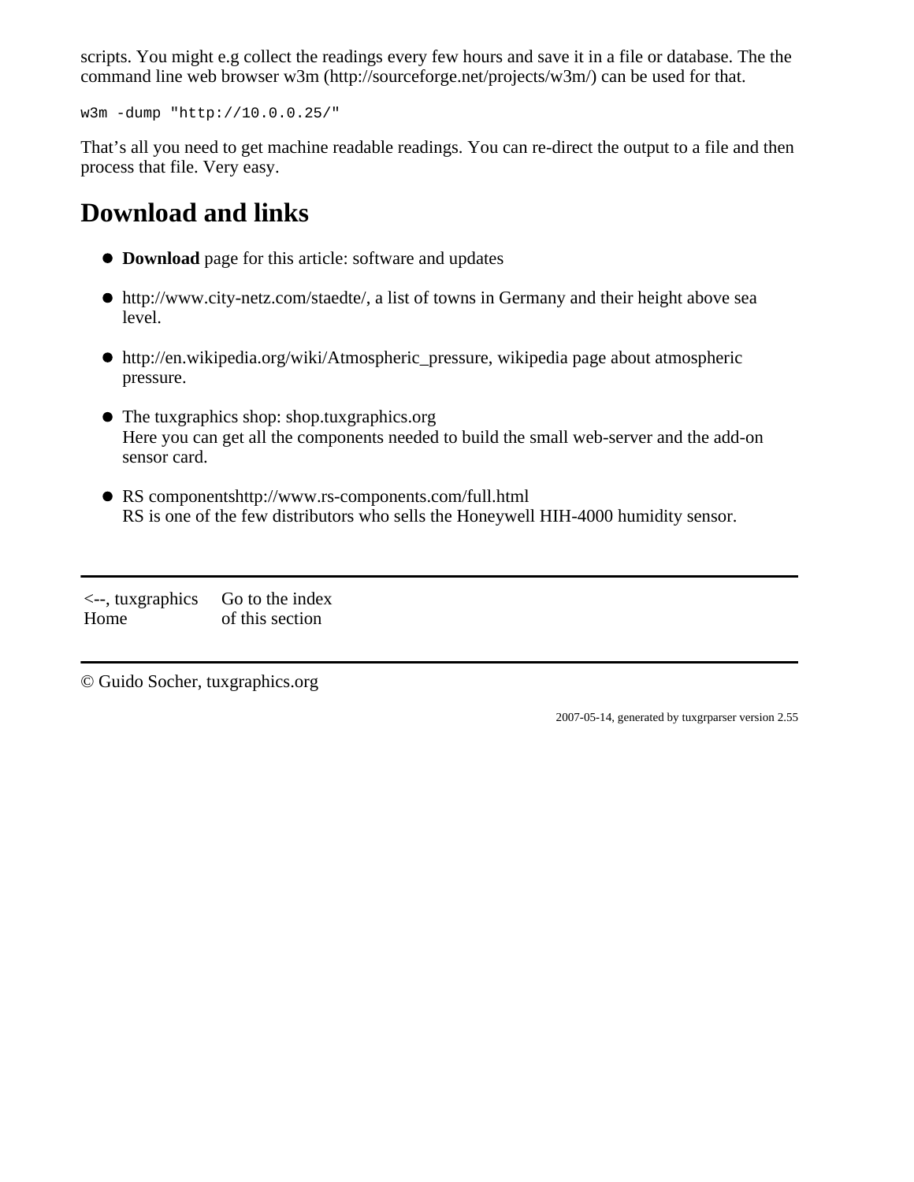scripts. You might e.g collect the readings every few hours and save it in a file or database. The the command line web browser w3m (http://sourceforge.net/projects/w3m/) can be used for that.

```
w3m -dump "http://10.0.0.25/"
```

That's all you need to get machine readable readings. You can re-direct the output to a file and then process that file. Very easy.

## Download and links

- **Download** page for this article: software and updates
- http://www.city-netz.com/staedte/, a list of towns in Germany and their height above sea level.
- http://en.wikipedia.org/wiki/Atmospheric_pressure, wikipedia page about atmospheric pressure.
- The tuxgraphics shop: shop.tuxgraphics.org
  Here you can get all the components needed to build the small web-server and the add-on sensor card.
- RS componentshttp://www.rs-components.com/full.html
  RS is one of the few distributors who sells the Honeywell HIH-4000 humidity sensor.

---

| | |
|---|---|
| <--, tuxgraphics Home | Go to the index of this section |

---

© Guido Socher, tuxgraphics.org

2007-05-14, generated by tuxgrparser version 2.55